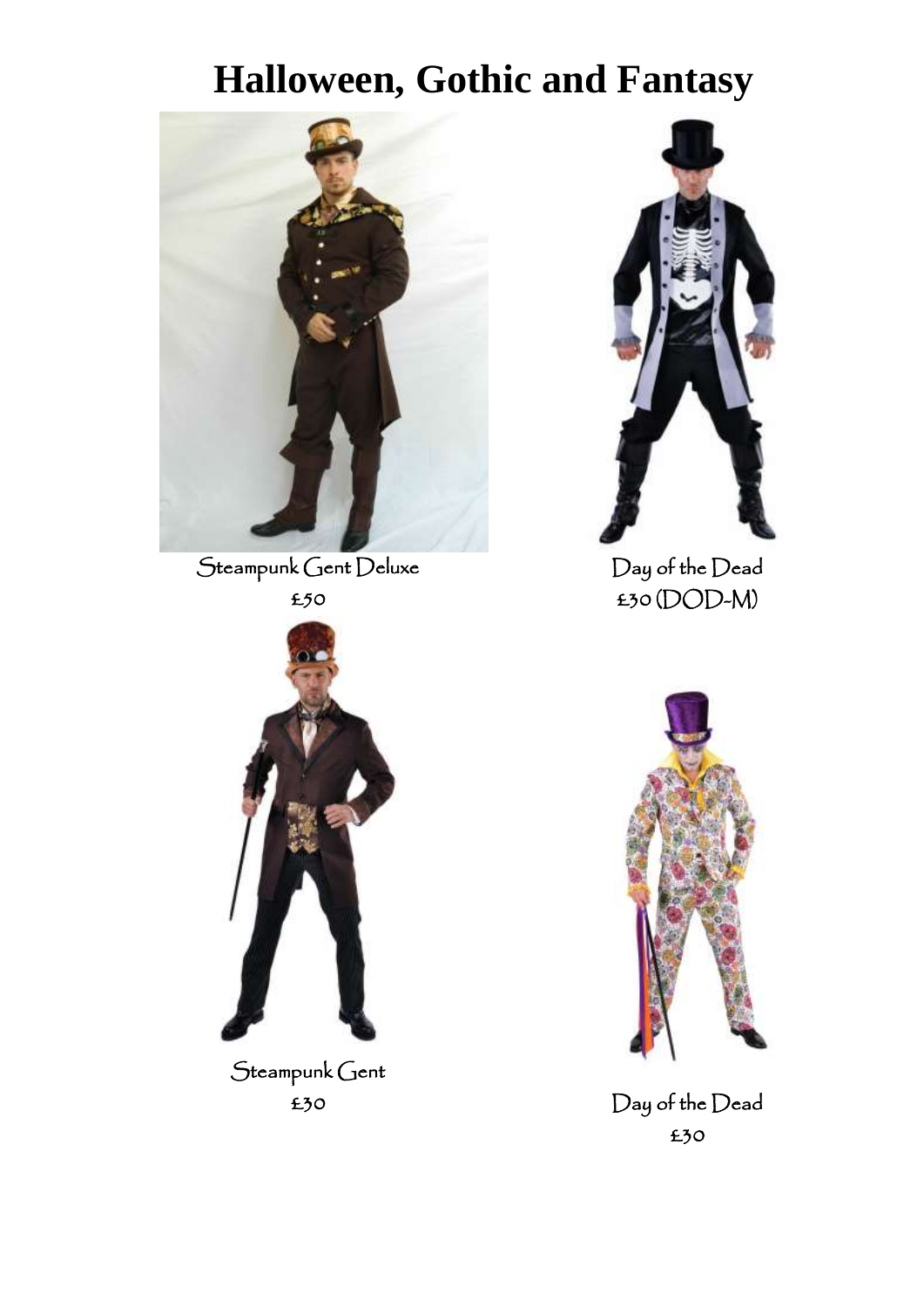# Halloween, Gothic and Fantasy

Steampunk Gent Deluxe
£50

Day of the Dead
£30 (DOD-M)

Steampunk Gent
£30

Day of the Dead
£30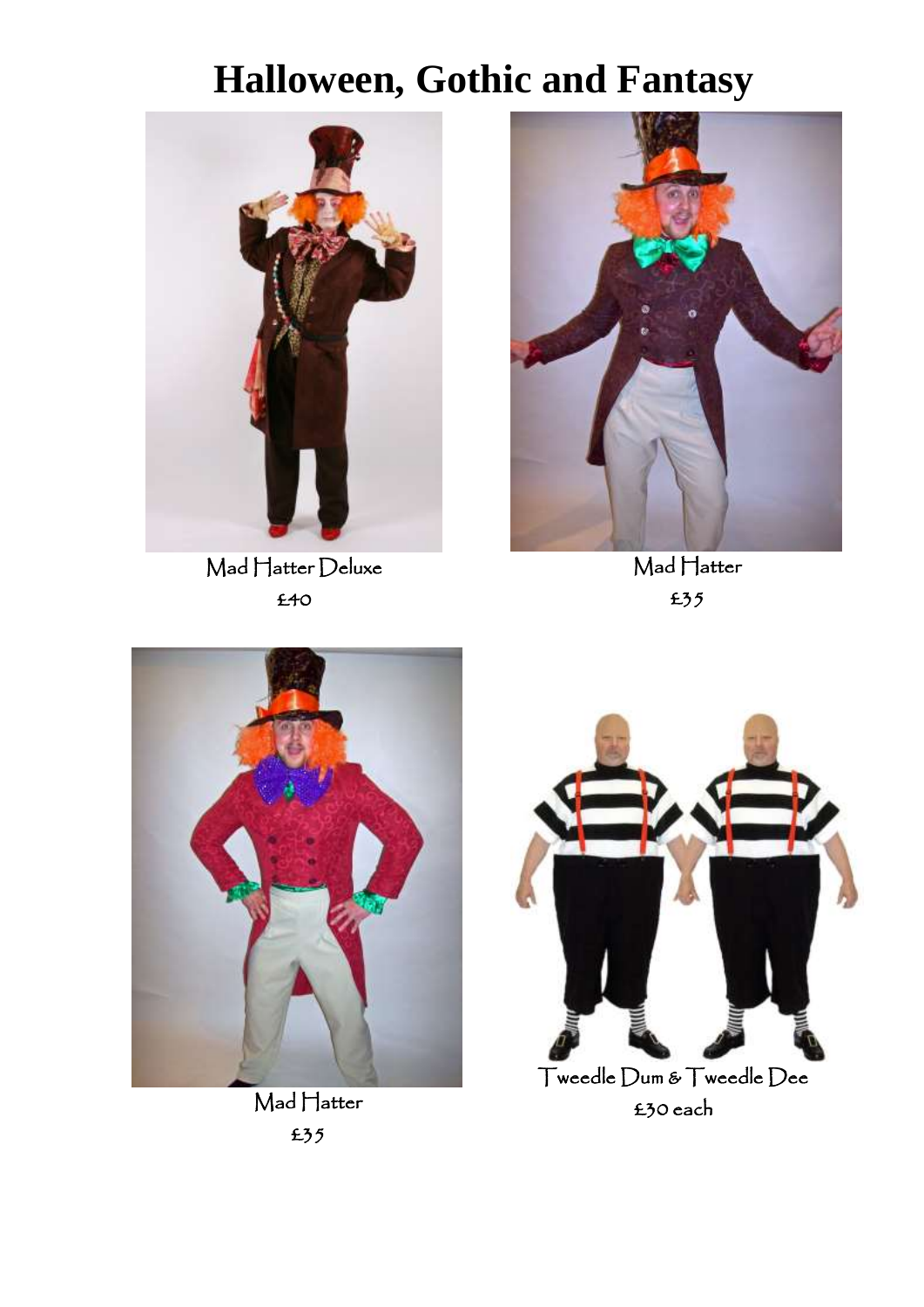# Halloween, Gothic and Fantasy

Mad Hatter Deluxe

£40

Mad Hatter

£35

Mad Hatter

£35

Tweedle Dum & Tweedle Dee

£30 each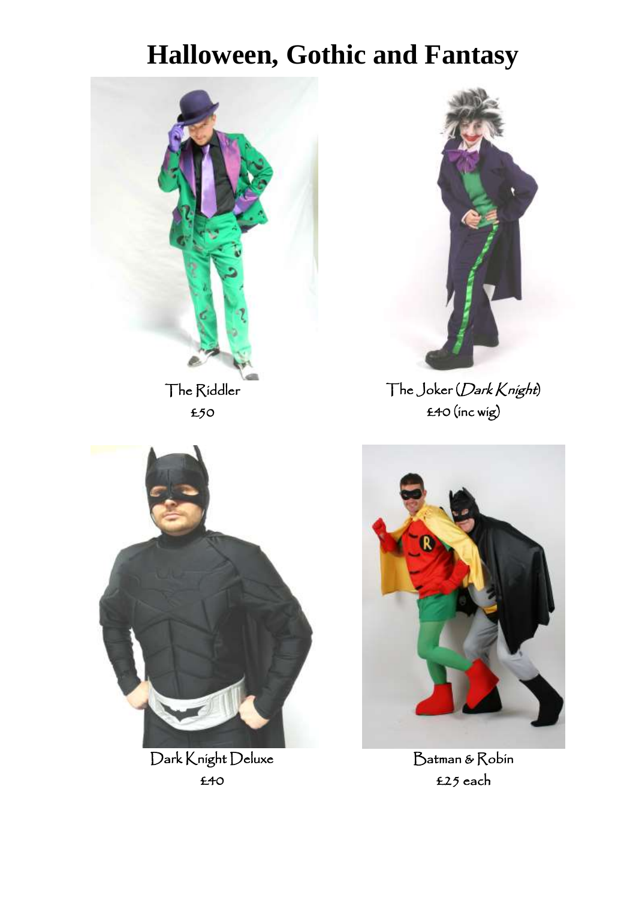# Halloween, Gothic and Fantasy

The Riddler
£50

The Joker (*Dark Knight*)
£40 (inc wig)

Dark Knight Deluxe
£40

Batman & Robin
£25 each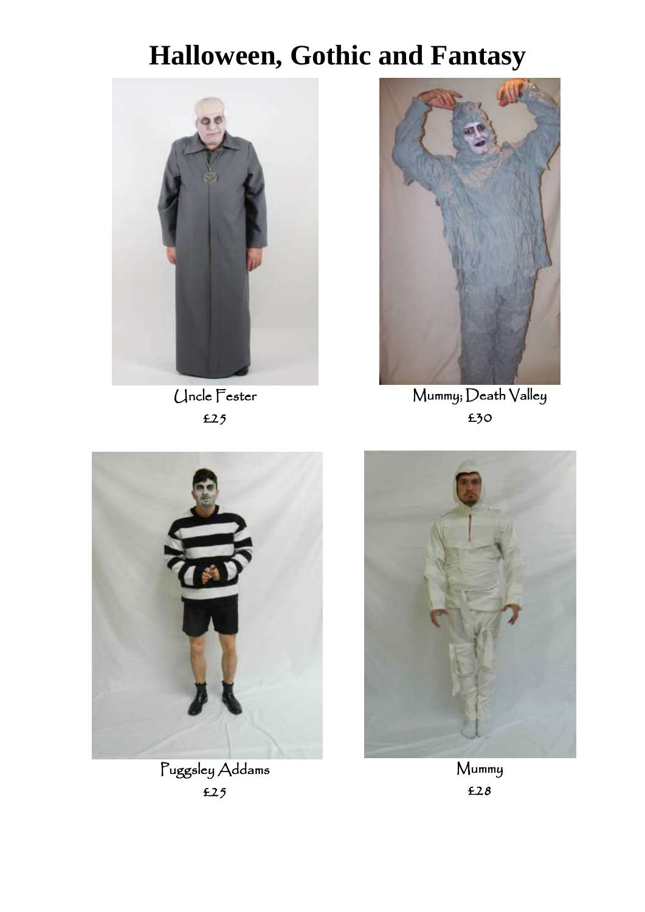# Halloween, Gothic and Fantasy

Uncle Fester
£25

Mummy; Death Valley
£30

Puggsley Addams
£25

Mummy
£28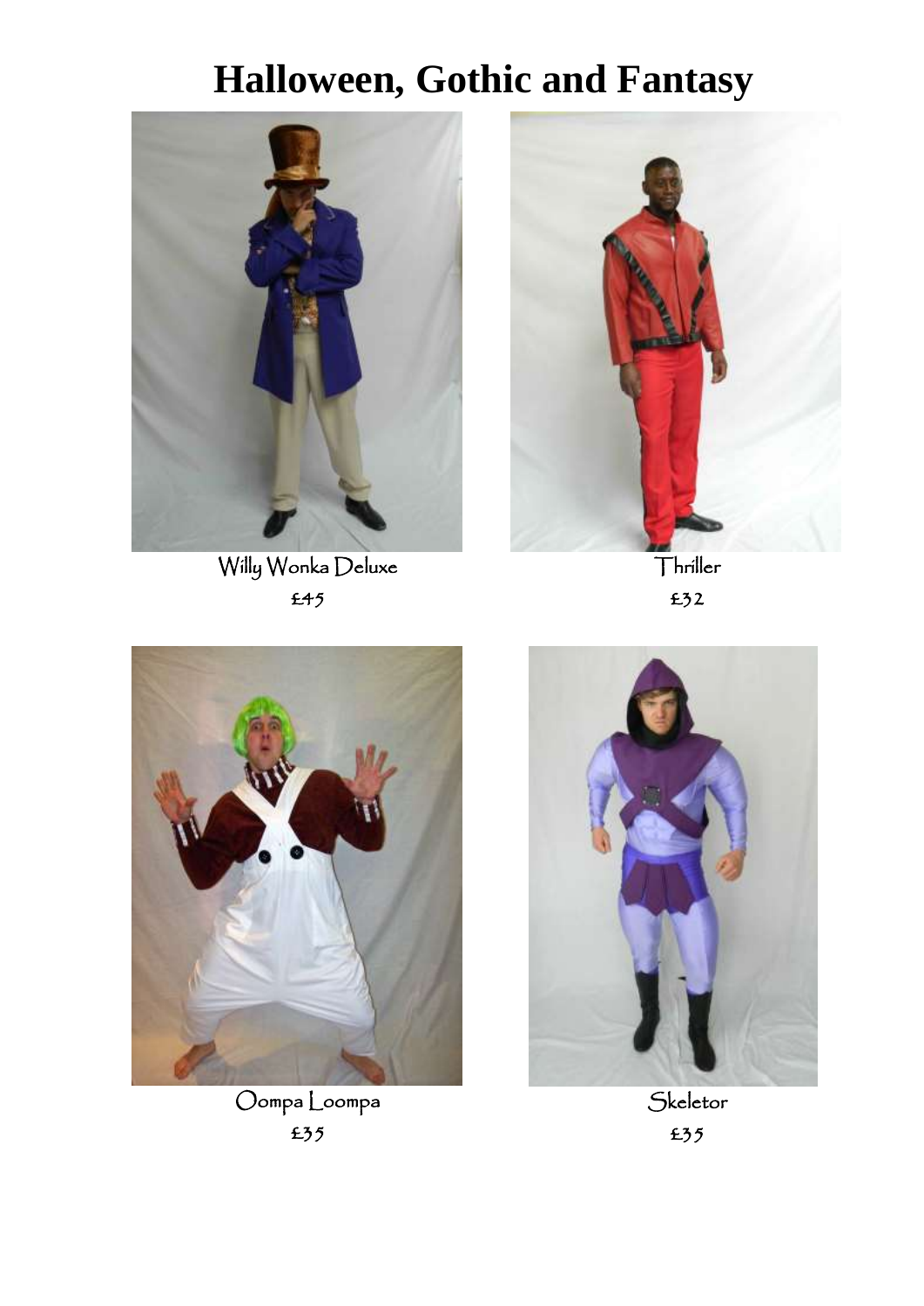# Halloween, Gothic and Fantasy

Willy Wonka Deluxe

£45

Thriller

£32

Oompa Loompa

£35

Skeletor

£35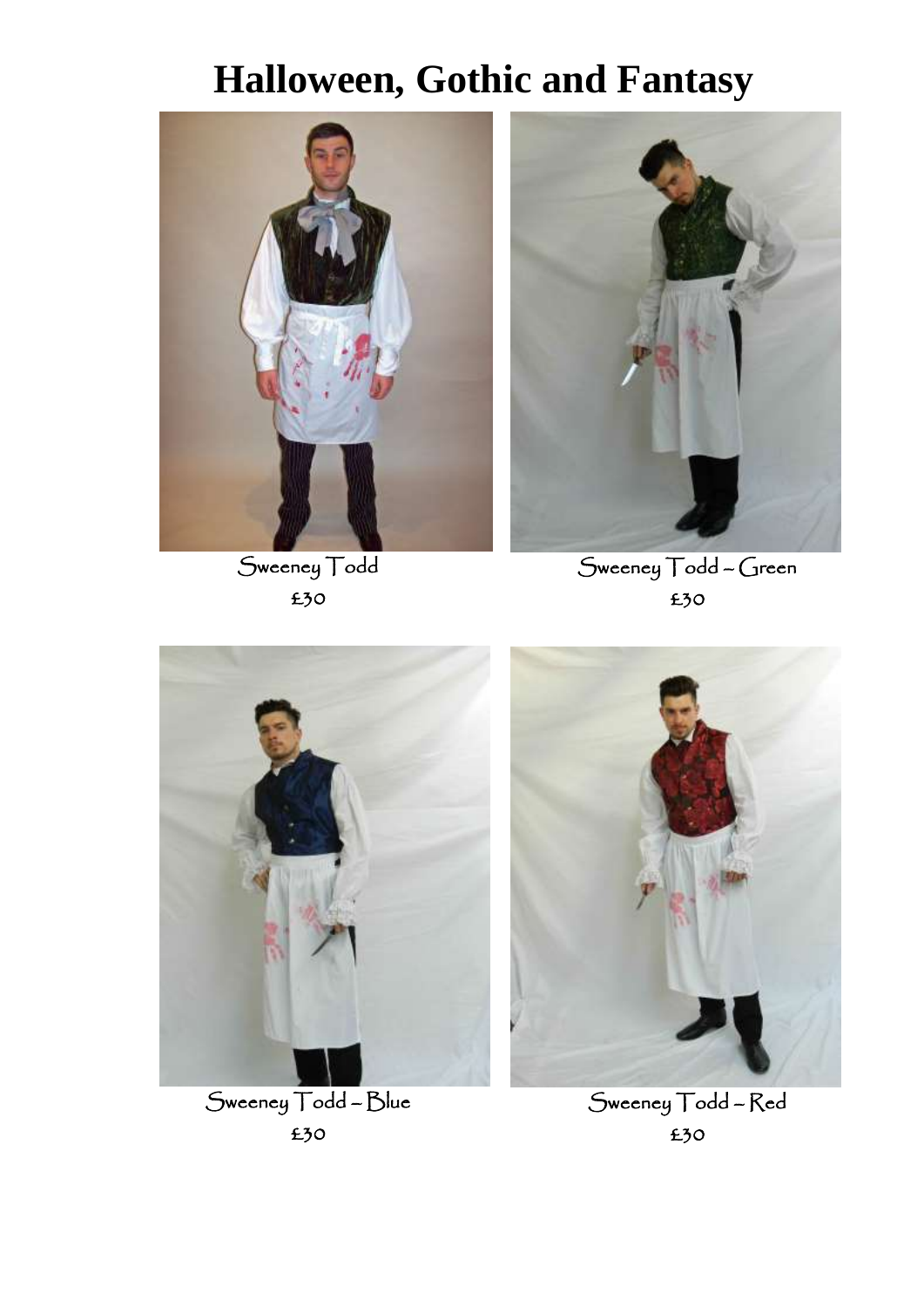# Halloween, Gothic and Fantasy

Sweeney Todd

£30

Sweeney Todd – Green

£30

Sweeney Todd – Blue

£30

Sweeney Todd – Red

£30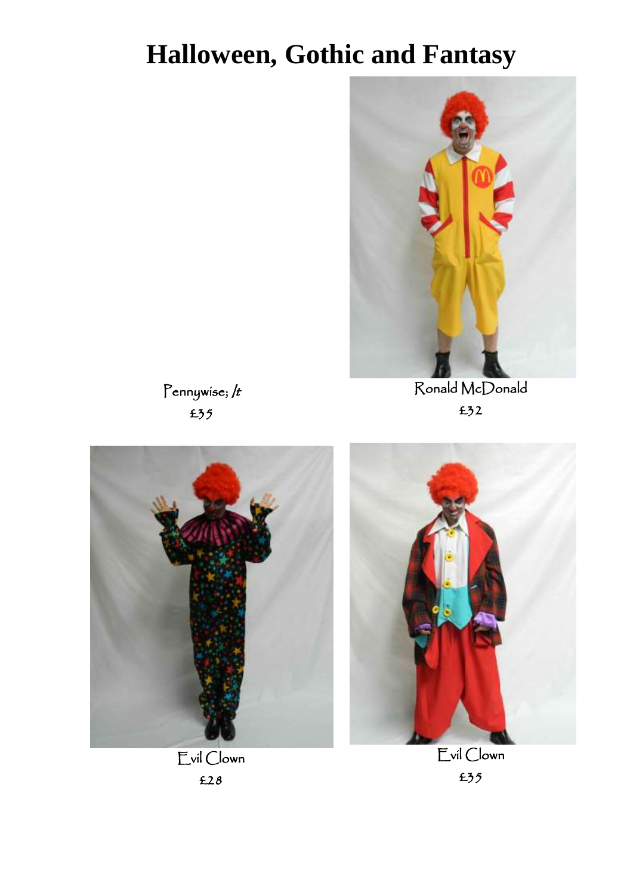# Halloween, Gothic and Fantasy

Pennywise; *It*

£35

Ronald McDonald

£32

Evil Clown

£28

Evil Clown

£35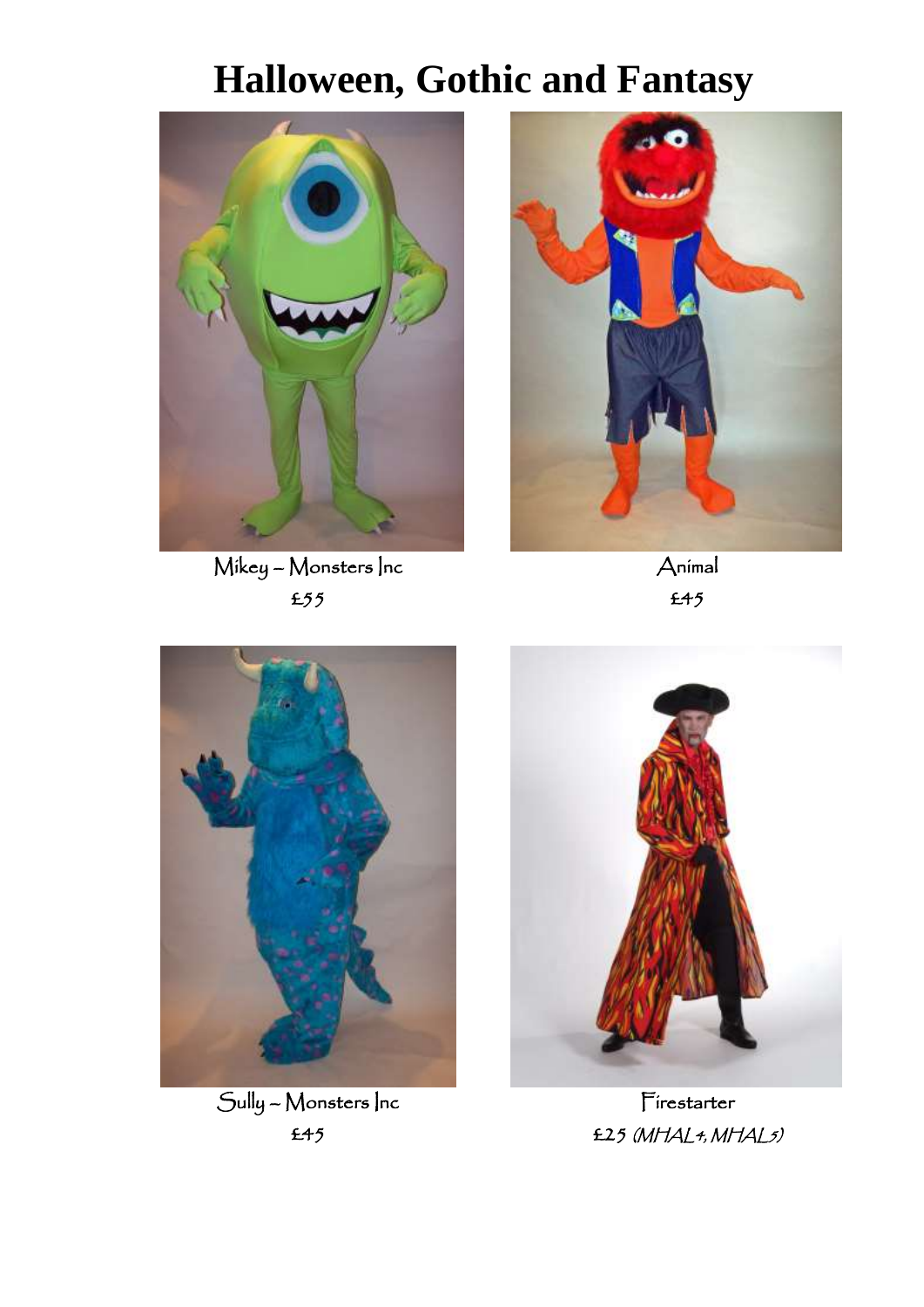# Halloween, Gothic and Fantasy

Mikey – Monsters Inc

£55

Animal

£45

Sully – Monsters Inc

£45

Firestarter

£25 *(MHAL4, MHAL5)*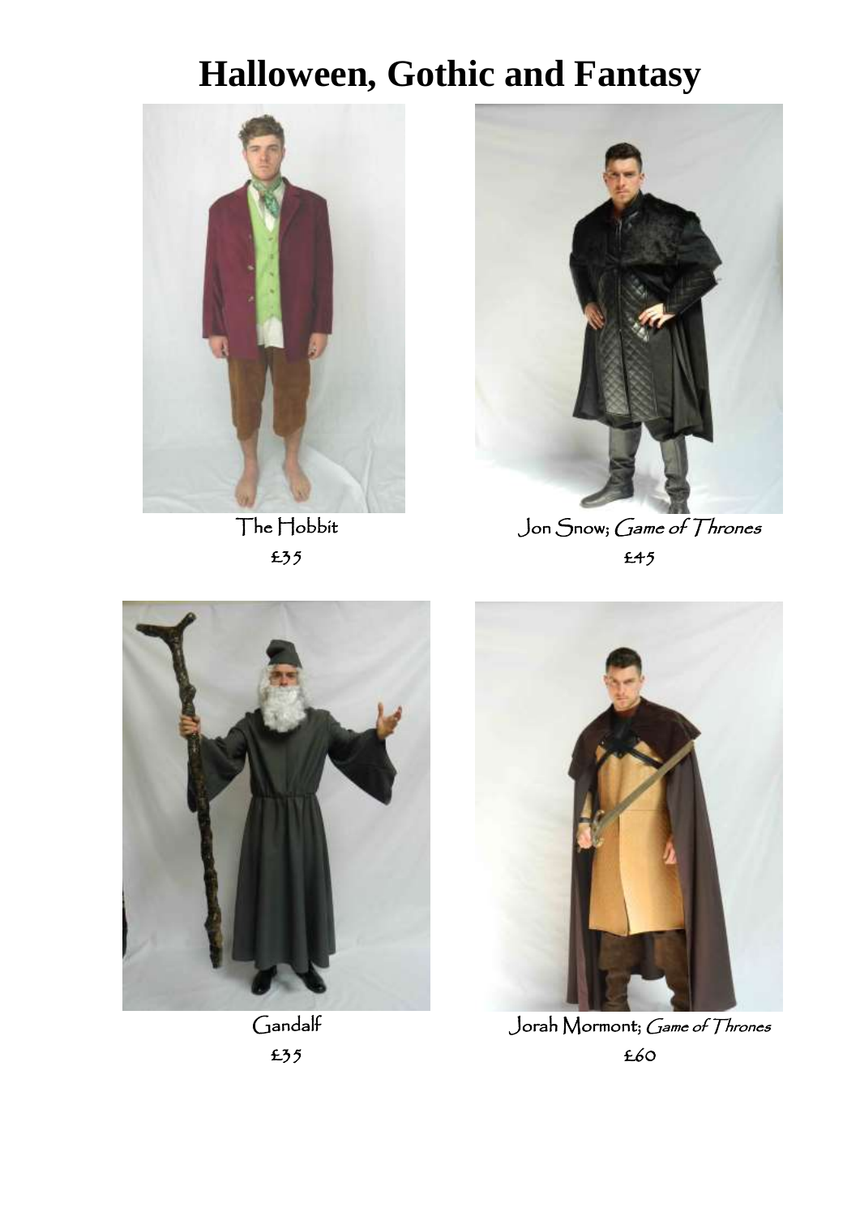# Halloween, Gothic and Fantasy

The Hobbit
£35

Jon Snow; *Game of Thrones*
£45

Gandalf
£35

Jorah Mormont; *Game of Thrones*
£60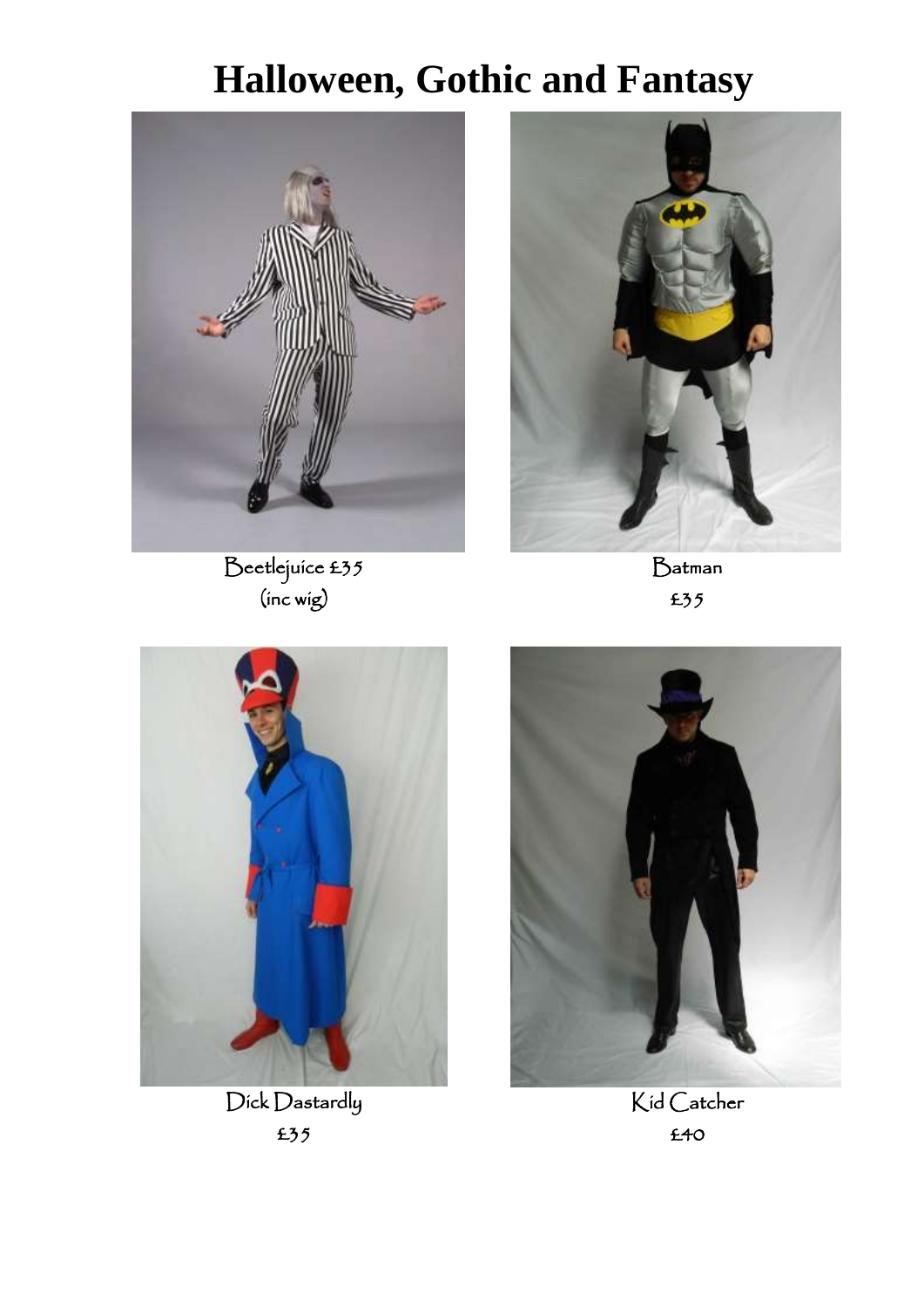# Halloween, Gothic and Fantasy

Beetlejuice £35
(inc wig)

Batman
£35

Dick Dastardly
£35

Kid Catcher
£40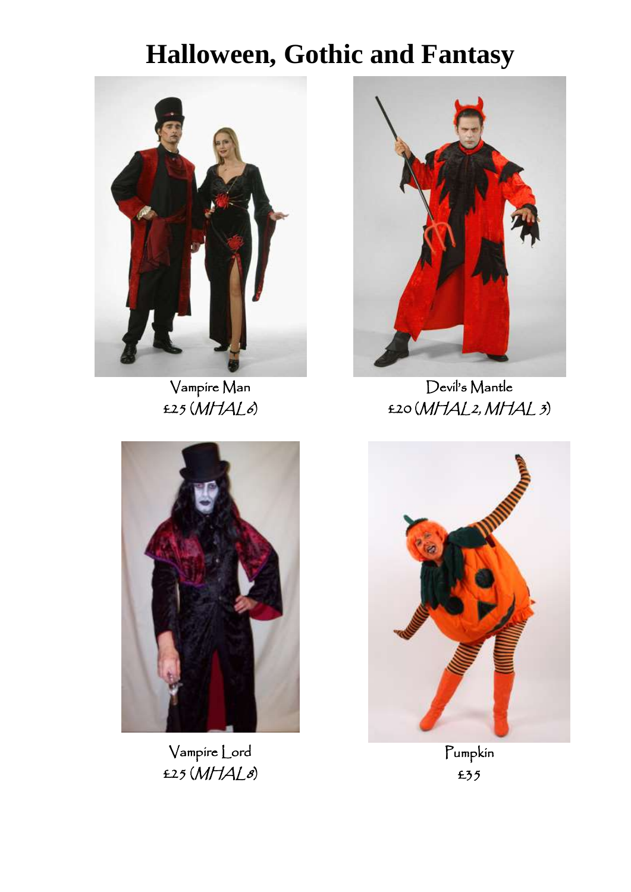# Halloween, Gothic and Fantasy

Vampire Man
£25 (*MHAL6*)

Devil's Mantle
£20 (*MHAL2, MHAL 3*)

Vampire Lord
£25 (*MHAL8*)

Pumpkin
£35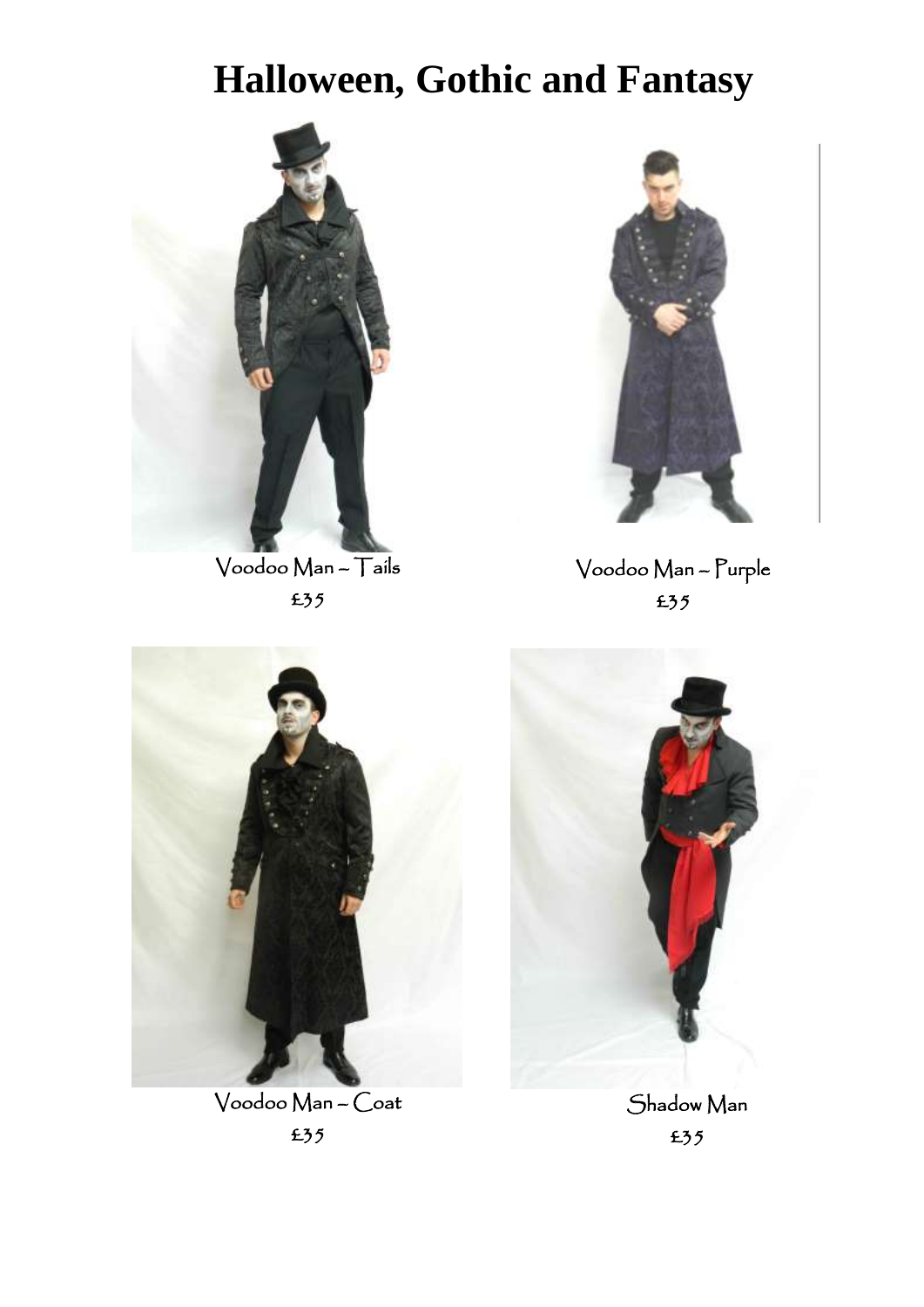# Halloween, Gothic and Fantasy

Voodoo Man – Tails

£35

Voodoo Man – Purple

£35

Voodoo Man – Coat

£35

Shadow Man

£35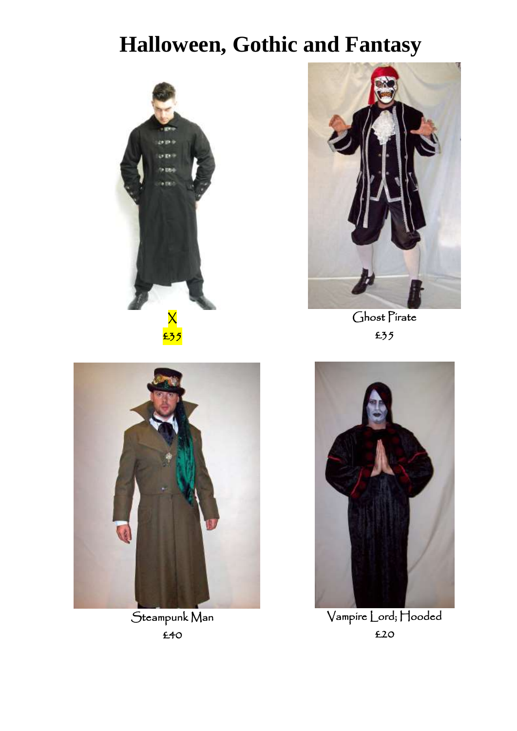# Halloween, Gothic and Fantasy

X
£35

Ghost Pirate
£35

Steampunk Man
£40

Vampire Lord; Hooded
£20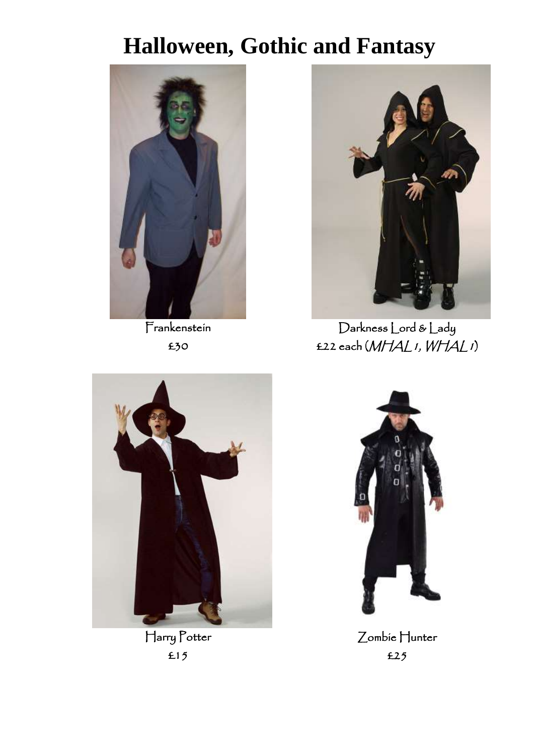# Halloween, Gothic and Fantasy

Frankenstein

£30

Darkness Lord & Lady

£22 each (*MHAL 1, WHAL 1*)

Harry Potter

£15

Zombie Hunter

£25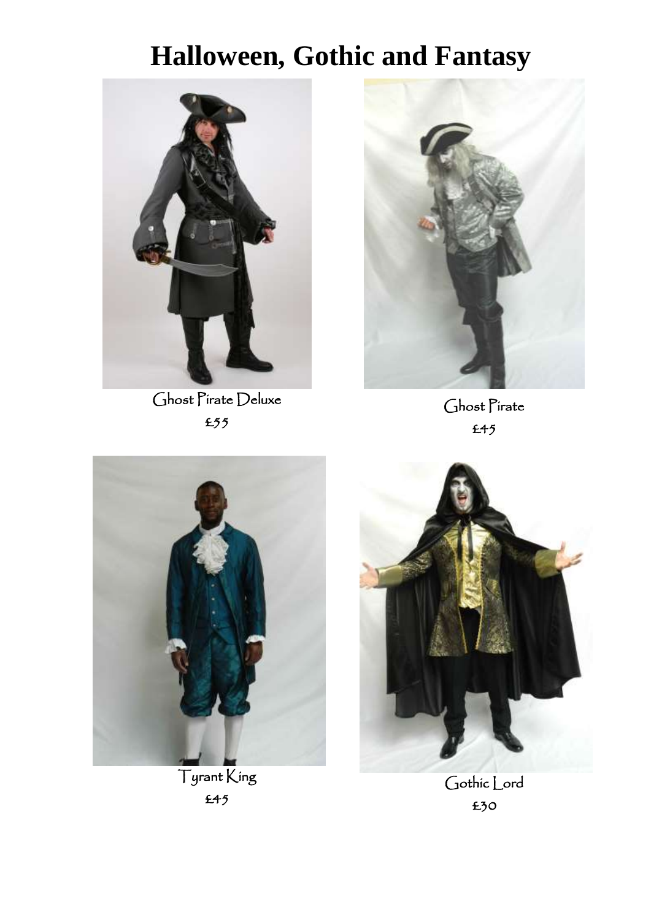# Halloween, Gothic and Fantasy

Ghost Pirate Deluxe

£55

Ghost Pirate

£45

Tyrant King

£45

Gothic Lord

£30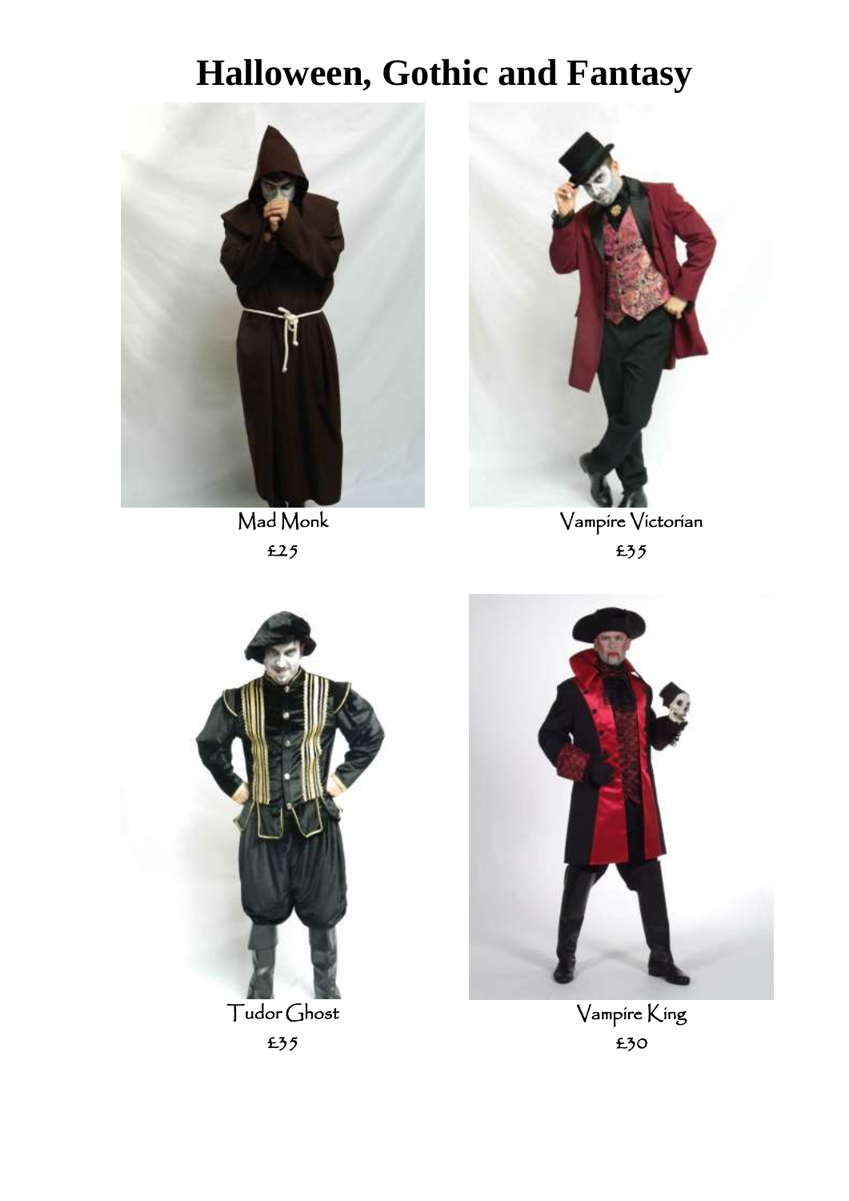# Halloween, Gothic and Fantasy

Mad Monk

£25

Vampire Victorian

£35

Tudor Ghost

£35

Vampire King

£30